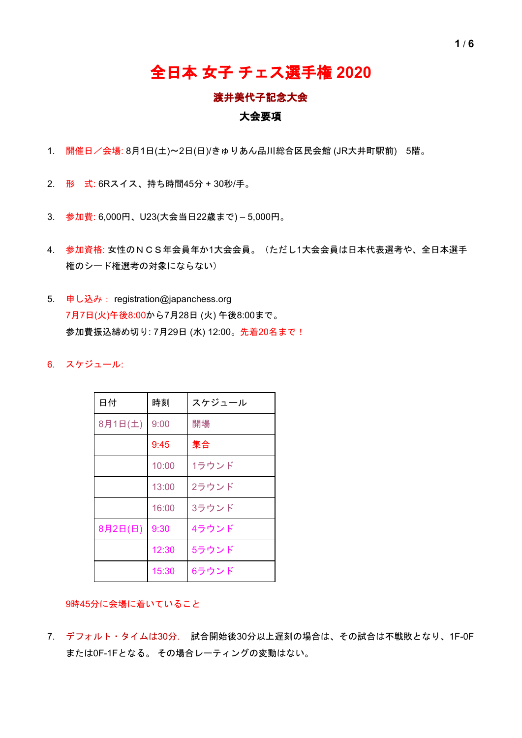# 全日本 女子 チェス選手権 2020

### 渡井美代子記念大会

### 大会要項

1. 開催日／会場: 8月1日(土)〜2日(日)/きゅりあん品川総合区民会館 (JR大井町駅前)　5階。

2. 形　式: 6Rスイス、持ち時間45分 + 30秒/手。

3. 参加費: 6,000円、U23(大会当日22歳まで) – 5,000円。

4. 参加資格: 女性のＮＣＳ年会員年か1大会会員。（ただし1大会会員は日本代表選考や、全日本選手権のシード権選考の対象にならない）

5. 申し込み： registration@japanchess.org
   7月7日(火)午後8:00から7月28日 (火) 午後8:00まで。
   参加費振込締め切り: 7月29日 (水) 12:00。先着20名まで！

6. スケジュール:

| 日付 | 時刻 | スケジュール |
|---|---|---|
| 8月1日(土) | 9:00 | 開場 |
| | 9:45 | 集合 |
| | 10:00 | 1ラウンド |
| | 13:00 | 2ラウンド |
| | 16:00 | 3ラウンド |
| 8月2日(日) | 9:30 | 4ラウンド |
| | 12:30 | 5ラウンド |
| | 15:30 | 6ラウンド |

   9時45分に会場に着いていること

7. デフォルト・タイムは30分.　試合開始後30分以上遅刻の場合は、その試合は不戦敗となり、1F-0Fまたは0F-1Fとなる。 その場合レーティングの変動はない。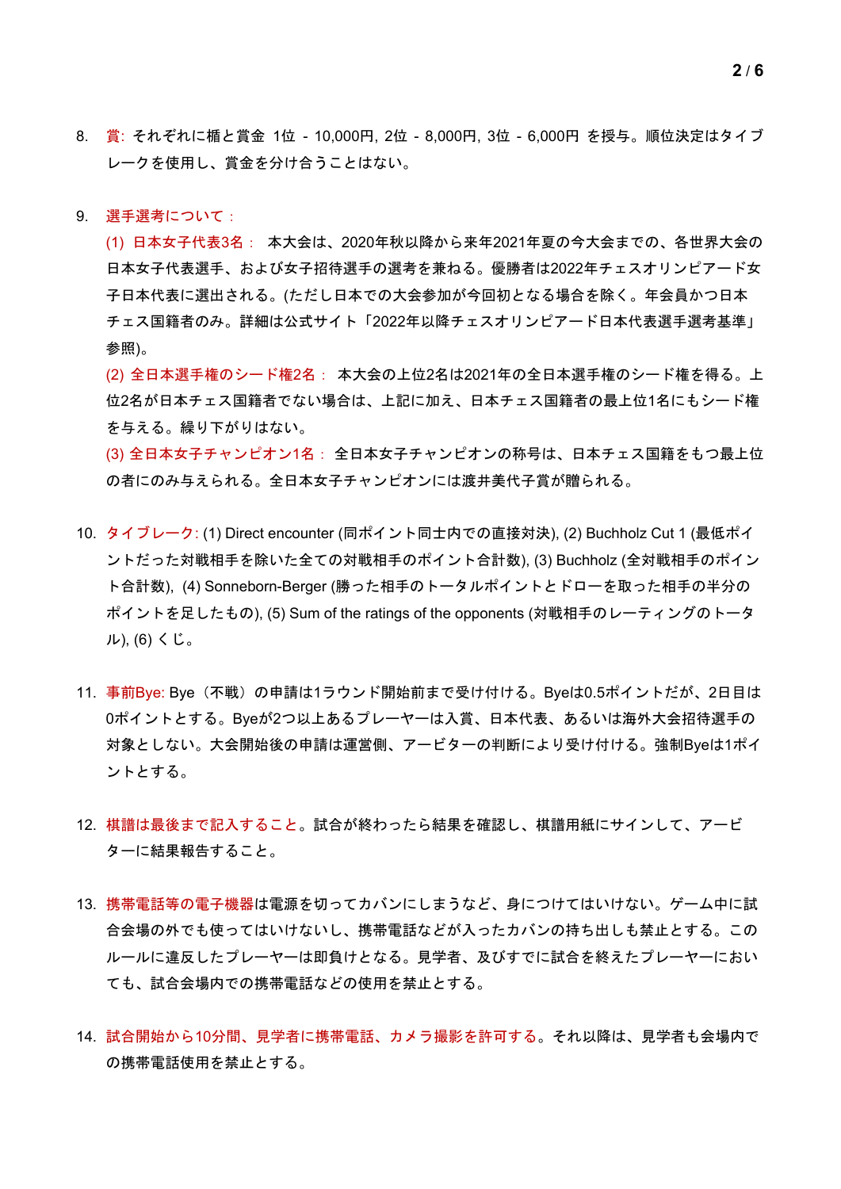8. 賞: それぞれに楯と賞金 1位 - 10,000円, 2位 - 8,000円, 3位 - 6,000円 を授与。順位決定はタイブレークを使用し、賞金を分け合うことはない。

9. 選手選考について：
   (1) 日本女子代表3名： 本大会は、2020年秋以降から来年2021年夏の今大会までの、各世界大会の日本女子代表選手、および女子招待選手の選考を兼ねる。優勝者は2022年チェスオリンピアード女子日本代表に選出される。(ただし日本での大会参加が今回初となる場合を除く。年会員かつ日本チェス国籍者のみ。詳細は公式サイト「2022年以降チェスオリンピアード日本代表選手選考基準」参照)。
   (2) 全日本選手権のシード権2名： 本大会の上位2名は2021年の全日本選手権のシード権を得る。上位2名が日本チェス国籍者でない場合は、上記に加え、日本チェス国籍者の最上位1名にもシード権を与える。繰り下がりはない。
   (3) 全日本女子チャンピオン1名： 全日本女子チャンピオンの称号は、日本チェス国籍をもつ最上位の者にのみ与えられる。全日本女子チャンピオンには渡井美代子賞が贈られる。

10. タイブレーク: (1) Direct encounter (同ポイント同士内での直接対決), (2) Buchholz Cut 1 (最低ポイントだった対戦相手を除いた全ての対戦相手のポイント合計数), (3) Buchholz (全対戦相手のポイント合計数), (4) Sonneborn-Berger (勝った相手のトータルポイントとドローを取った相手の半分のポイントを足したもの), (5) Sum of the ratings of the opponents (対戦相手のレーティングのトータル), (6) くじ。

11. 事前Bye: Bye（不戦）の申請は1ラウンド開始前まで受け付ける。Byeは0.5ポイントだが、2日目は0ポイントとする。Byeが2つ以上あるプレーヤーは入賞、日本代表、あるいは海外大会招待選手の対象としない。大会開始後の申請は運営側、アービターの判断により受け付ける。強制Byeは1ポイントとする。

12. 棋譜は最後まで記入すること。試合が終わったら結果を確認し、棋譜用紙にサインして、アービターに結果報告すること。

13. 携帯電話等の電子機器は電源を切ってカバンにしまうなど、身につけてはいけない。ゲーム中に試合会場の外でも使ってはいけないし、携帯電話などが入ったカバンの持ち出しも禁止とする。このルールに違反したプレーヤーは即負けとなる。見学者、及びすでに試合を終えたプレーヤーにおいても、試合会場内での携帯電話などの使用を禁止とする。

14. 試合開始から10分間、見学者に携帯電話、カメラ撮影を許可する。それ以降は、見学者も会場内での携帯電話使用を禁止とする。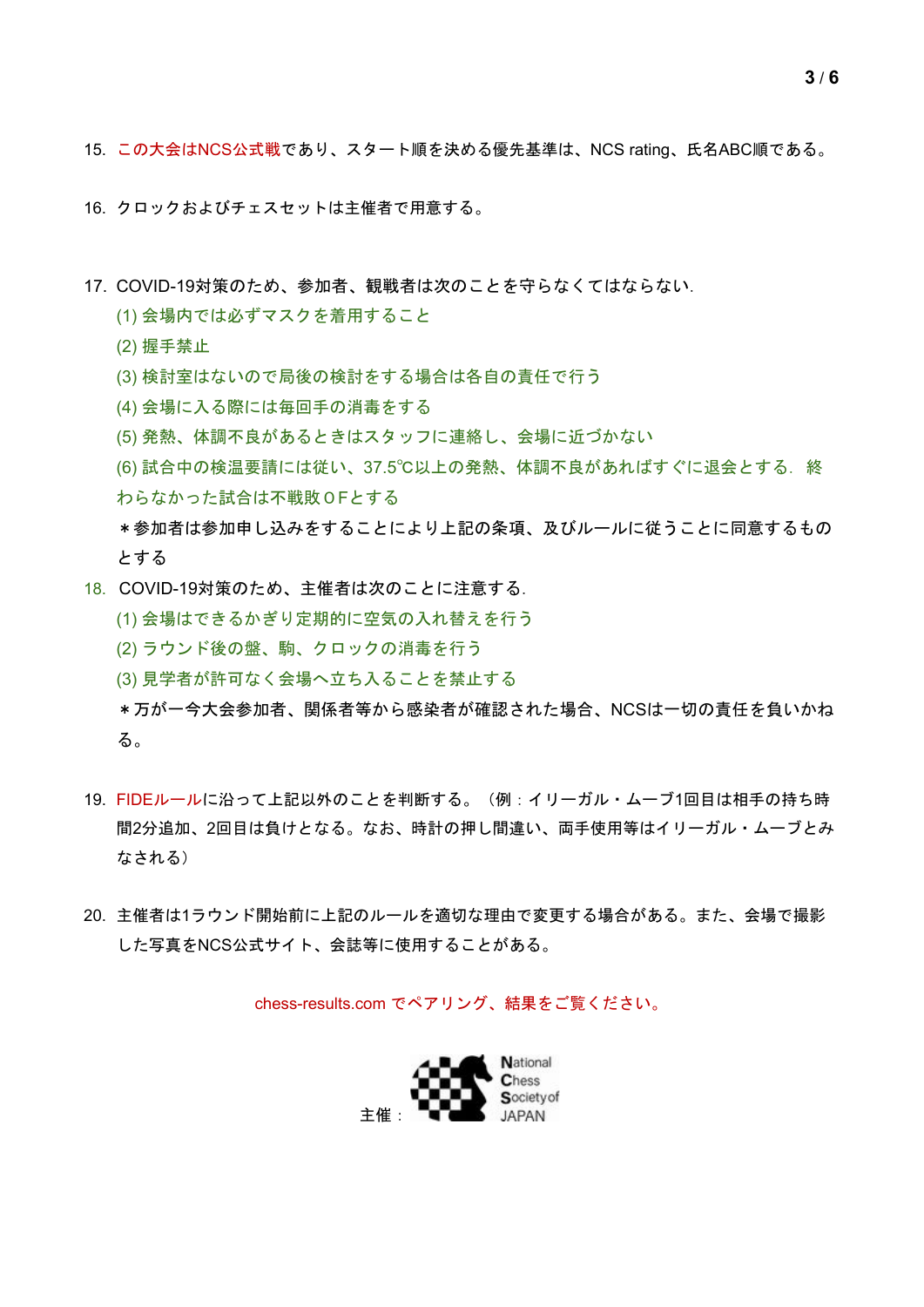15. この大会はNCS公式戦であり、スタート順を決める優先基準は、NCS rating、氏名ABC順である。

16. クロックおよびチェスセットは主催者で用意する。

17. COVID-19対策のため、参加者、観戦者は次のことを守らなくてはならない.
    (1) 会場内では必ずマスクを着用すること
    (2) 握手禁止
    (3) 検討室はないので局後の検討をする場合は各自の責任で行う
    (4) 会場に入る際には毎回手の消毒をする
    (5) 発熱、体調不良があるときはスタッフに連絡し、会場に近づかない
    (6) 試合中の検温要請には従い、37.5℃以上の発熱、体調不良があればすぐに退会とする. 終わらなかった試合は不戦敗０Fとする
    ＊参加者は参加申し込みをすることにより上記の条項、及びルールに従うことに同意するものとする

18. COVID-19対策のため、主催者は次のことに注意する.
    (1) 会場はできるかぎり定期的に空気の入れ替えを行う
    (2) ラウンド後の盤、駒、クロックの消毒を行う
    (3) 見学者が許可なく会場へ立ち入ることを禁止する
    ＊万が一今大会参加者、関係者等から感染者が確認された場合、NCSは一切の責任を負いかねる。

19. FIDEルールに沿って上記以外のことを判断する。（例：イリーガル・ムーブ1回目は相手の持ち時間2分追加、2回目は負けとなる。なお、時計の押し間違い、両手使用等はイリーガル・ムーブとみなされる）

20. 主催者は1ラウンド開始前に上記のルールを適切な理由で変更する場合がある。また、会場で撮影した写真をNCS公式サイト、会誌等に使用することがある。

chess-results.com でペアリング、結果をご覧ください。

主催：National Chess Society of JAPAN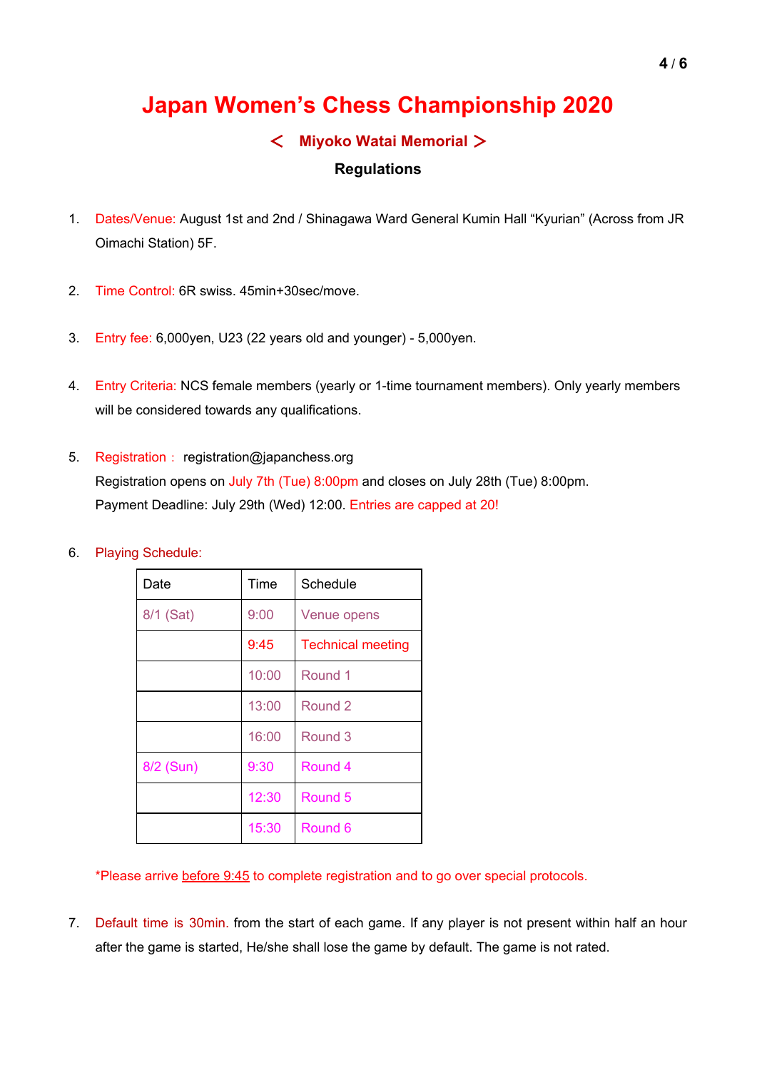# Japan Women's Chess Championship 2020

## ＜ Miyoko Watai Memorial ＞

### Regulations

1. Dates/Venue: August 1st and 2nd / Shinagawa Ward General Kumin Hall "Kyurian" (Across from JR Oimachi Station) 5F.

2. Time Control: 6R swiss. 45min+30sec/move.

3. Entry fee: 6,000yen, U23 (22 years old and younger) - 5,000yen.

4. Entry Criteria: NCS female members (yearly or 1-time tournament members). Only yearly members will be considered towards any qualifications.

5. Registration： registration@japanchess.org
   Registration opens on July 7th (Tue) 8:00pm and closes on July 28th (Tue) 8:00pm.
   Payment Deadline: July 29th (Wed) 12:00. Entries are capped at 20!

6. Playing Schedule:

| Date | Time | Schedule |
| --- | --- | --- |
| 8/1 (Sat) | 9:00 | Venue opens |
| | 9:45 | Technical meeting |
| | 10:00 | Round 1 |
| | 13:00 | Round 2 |
| | 16:00 | Round 3 |
| 8/2 (Sun) | 9:30 | Round 4 |
| | 12:30 | Round 5 |
| | 15:30 | Round 6 |

   *Please arrive before 9:45 to complete registration and to go over special protocols.

7. Default time is 30min. from the start of each game. If any player is not present within half an hour after the game is started, He/she shall lose the game by default. The game is not rated.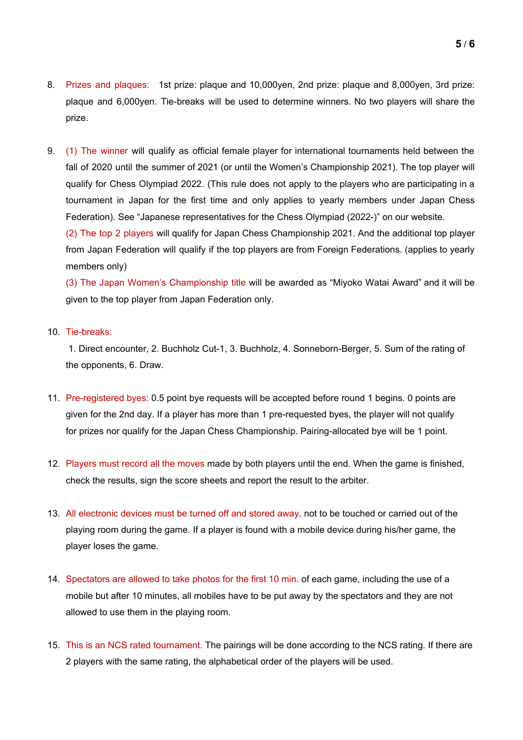8. Prizes and plaques: 1st prize: plaque and 10,000yen, 2nd prize: plaque and 8,000yen, 3rd prize: plaque and 6,000yen. Tie-breaks will be used to determine winners. No two players will share the prize.

9. (1) The winner will qualify as official female player for international tournaments held between the fall of 2020 until the summer of 2021 (or until the Women's Championship 2021). The top player will qualify for Chess Olympiad 2022. (This rule does not apply to the players who are participating in a tournament in Japan for the first time and only applies to yearly members under Japan Chess Federation). See "Japanese representatives for the Chess Olympiad (2022-)" on our website.
   (2) The top 2 players will qualify for Japan Chess Championship 2021. And the additional top player from Japan Federation will qualify if the top players are from Foreign Federations. (applies to yearly members only)
   (3) The Japan Women's Championship title will be awarded as "Miyoko Watai Award" and it will be given to the top player from Japan Federation only.

10. Tie-breaks:
    1. Direct encounter, 2. Buchholz Cut-1, 3. Buchholz, 4. Sonneborn-Berger, 5. Sum of the rating of the opponents, 6. Draw.

11. Pre-registered byes: 0.5 point bye requests will be accepted before round 1 begins. 0 points are given for the 2nd day. If a player has more than 1 pre-requested byes, the player will not qualify for prizes nor qualify for the Japan Chess Championship. Pairing-allocated bye will be 1 point.

12. Players must record all the moves made by both players until the end. When the game is finished, check the results, sign the score sheets and report the result to the arbiter.

13. All electronic devices must be turned off and stored away. not to be touched or carried out of the playing room during the game. If a player is found with a mobile device during his/her game, the player loses the game.

14. Spectators are allowed to take photos for the first 10 min. of each game, including the use of a mobile but after 10 minutes, all mobiles have to be put away by the spectators and they are not allowed to use them in the playing room.

15. This is an NCS rated tournament. The pairings will be done according to the NCS rating. If there are 2 players with the same rating, the alphabetical order of the players will be used.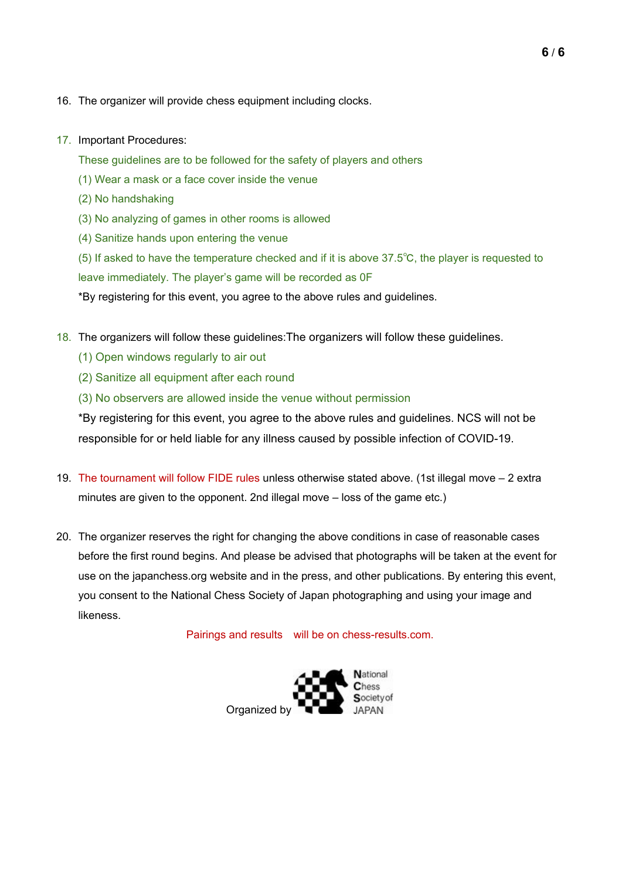16. The organizer will provide chess equipment including clocks.

17. Important Procedures:

    These guidelines are to be followed for the safety of players and others

    (1) Wear a mask or a face cover inside the venue

    (2) No handshaking

    (3) No analyzing of games in other rooms is allowed

    (4) Sanitize hands upon entering the venue

    (5) If asked to have the temperature checked and if it is above 37.5℃, the player is requested to leave immediately. The player's game will be recorded as 0F

    *By registering for this event, you agree to the above rules and guidelines.

18. The organizers will follow these guidelines:The organizers will follow these guidelines.

    (1) Open windows regularly to air out

    (2) Sanitize all equipment after each round

    (3) No observers are allowed inside the venue without permission

    *By registering for this event, you agree to the above rules and guidelines. NCS will not be responsible for or held liable for any illness caused by possible infection of COVID-19.

19. The tournament will follow FIDE rules unless otherwise stated above. (1st illegal move – 2 extra minutes are given to the opponent. 2nd illegal move – loss of the game etc.)

20. The organizer reserves the right for changing the above conditions in case of reasonable cases before the first round begins. And please be advised that photographs will be taken at the event for use on the japanchess.org website and in the press, and other publications. By entering this event, you consent to the National Chess Society of Japan photographing and using your image and likeness.

Pairings and results  will be on chess-results.com.

Organized by National Chess Society of JAPAN